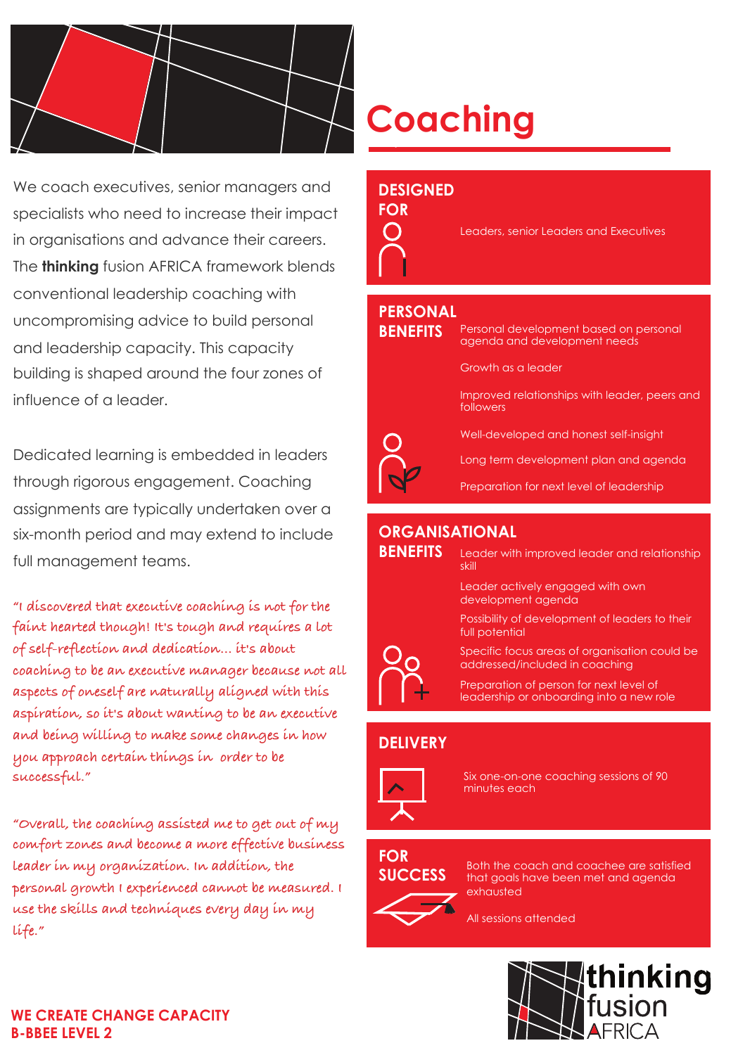# Coaching

We coach executives, senior managers and specialists who need to increase their impact in organisations and advance their careers. The **thinking** fusion AFRICA framework blends conventional leadership coaching with uncompromising advice to build personal and leadership capacity. This capacity building is shaped around the four zones of influence of a leader.

Dedicated learning is embedded in leaders through rigorous engagement. Coaching assignments are typically undertaken over a six-month period and may extend to include full management teams.

*"I discovered that executive coaching is not for the faint hearted though! It's tough and requires a lot of self-reflection and dedication… it's about coaching to be an executive manager because not all aspects of oneself are naturally aligned with this aspiration, so it's about wanting to be an executive and being willing to make some changes in how you approach certain things in order to be successful."*

*"Overall, the coaching assisted me to get out of my comfort zones and become a more effective business leader in my organization. In addition, the personal growth I experienced cannot be measured. I use the skills and techniques every day in my life."*

## DESIGNED FOR

Leaders, senior Leaders and Executives

## PERSONAL BENEFITS

- Personal development based on personal agenda and development needs
- Growth as a leader
- Improved relationships with leader, peers and followers
- Well-developed and honest self-insight
- Long term development plan and agenda
- Preparation for next level of leadership

## ORGANISATIONAL BENEFITS

- Leader with improved leader and relationship skill
- Leader actively engaged with own development agenda
- Possibility of development of leaders to their full potential
- Specific focus areas of organisation could be addressed/included in coaching
- Preparation of person for next level of leadership or onboarding into a new role

## DELIVERY

Six one-on-one coaching sessions of 90 minutes each

## FOR SUCCESS

- Both the coach and coachee are satisfied that goals have been met and agenda exhausted
- All sessions attended

**WE CREATE CHANGE CAPACITY**
**B-BBEE LEVEL 2**

thinking fusion AFRICA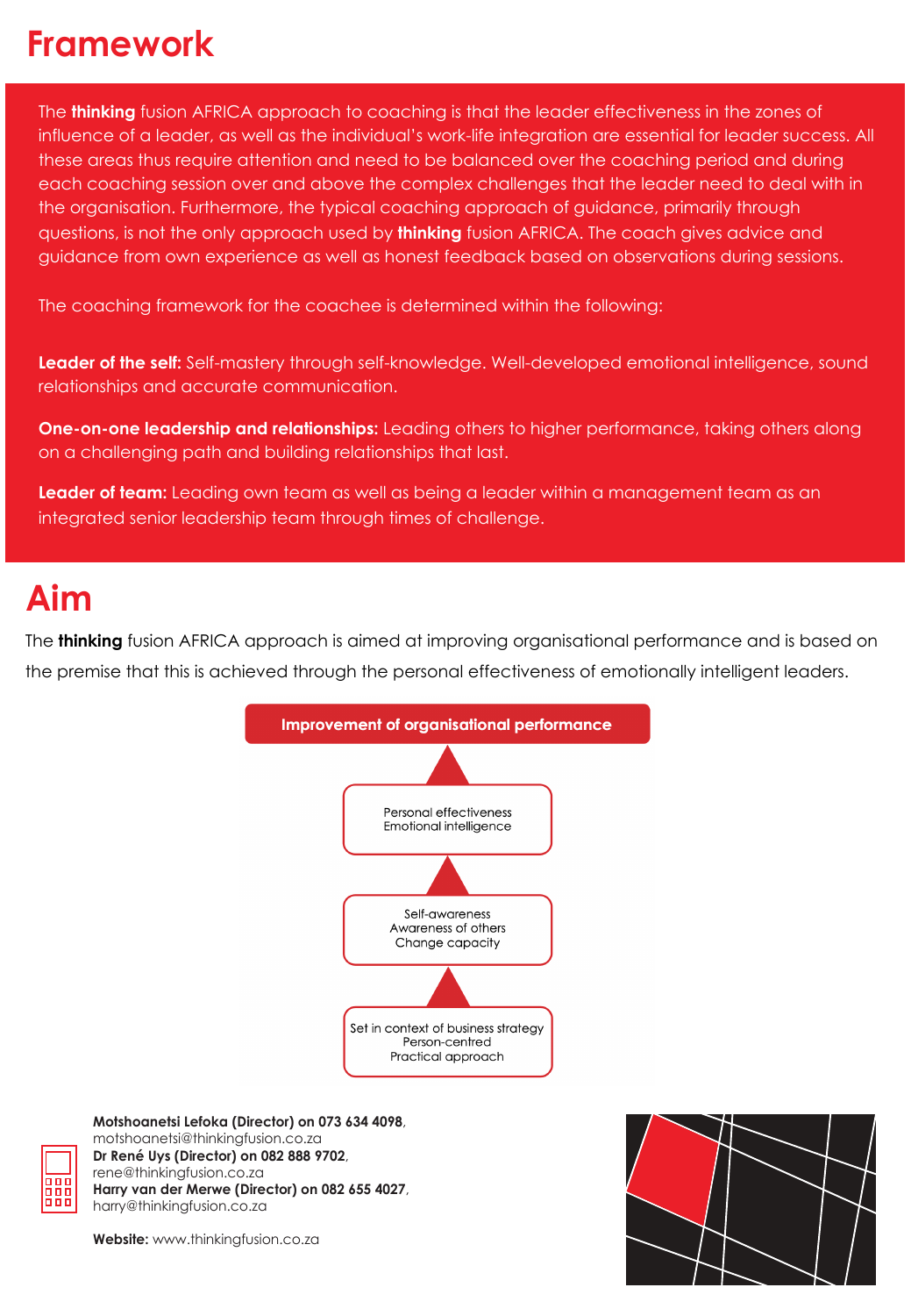# Framework

The **thinking** fusion AFRICA approach to coaching is that the leader effectiveness in the zones of influence of a leader, as well as the individual's work-life integration are essential for leader success. All these areas thus require attention and need to be balanced over the coaching period and during each coaching session over and above the complex challenges that the leader need to deal with in the organisation. Furthermore, the typical coaching approach of guidance, primarily through questions, is not the only approach used by **thinking** fusion AFRICA. The coach gives advice and guidance from own experience as well as honest feedback based on observations during sessions.

The coaching framework for the coachee is determined within the following:

**Leader of the self:** Self-mastery through self-knowledge. Well-developed emotional intelligence, sound relationships and accurate communication.

**One-on-one leadership and relationships:** Leading others to higher performance, taking others along on a challenging path and building relationships that last.

**Leader of team:** Leading own team as well as being a leader within a management team as an integrated senior leadership team through times of challenge.

# Aim

The **thinking** fusion AFRICA approach is aimed at improving organisational performance and is based on the premise that this is achieved through the personal effectiveness of emotionally intelligent leaders.

Improvement of organisational performance

Personal effectiveness
Emotional intelligence

Self-awareness
Awareness of others
Change capacity

Set in context of business strategy
Person-centred
Practical approach

**Motshoanetsi Lefoka (Director) on 073 634 4098**, motshoanetsi@thinkingfusion.co.za
**Dr René Uys (Director) on 082 888 9702**, rene@thinkingfusion.co.za
**Harry van der Merwe (Director) on 082 655 4027**, harry@thinkingfusion.co.za

**Website:** www.thinkingfusion.co.za